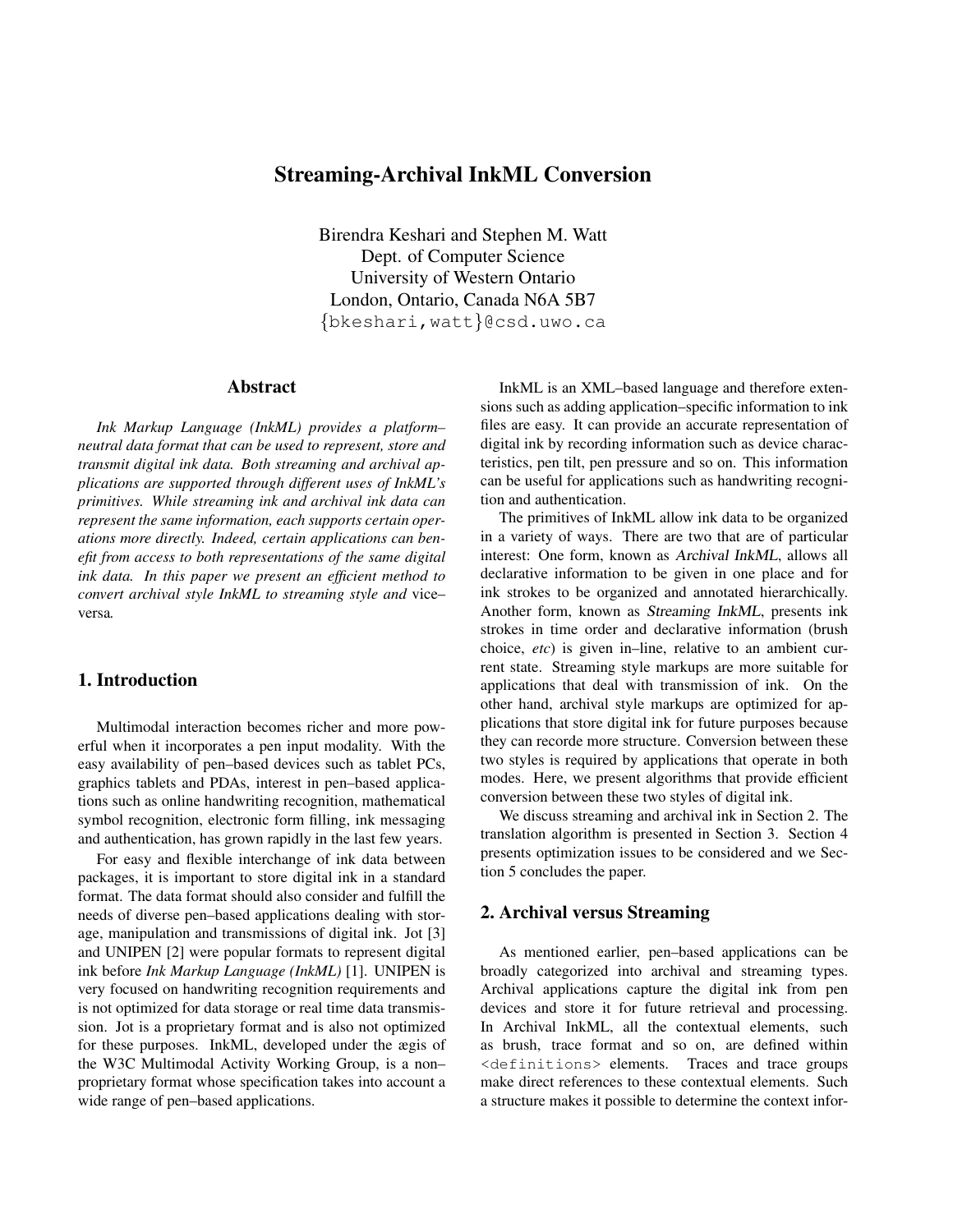# Streaming-Archival InkML Conversion

Birendra Keshari and Stephen M. Watt
Dept. of Computer Science
University of Western Ontario
London, Ontario, Canada N6A 5B7
{bkeshari,watt}@csd.uwo.ca

## Abstract

*Ink Markup Language (InkML) provides a platform–neutral data format that can be used to represent, store and transmit digital ink data. Both streaming and archival applications are supported through different uses of InkML's primitives. While streaming ink and archival ink data can represent the same information, each supports certain operations more directly. Indeed, certain applications can benefit from access to both representations of the same digital ink data. In this paper we present an efficient method to convert archival style InkML to streaming style and* vice–versa*.*

## 1. Introduction

Multimodal interaction becomes richer and more powerful when it incorporates a pen input modality. With the easy availability of pen–based devices such as tablet PCs, graphics tablets and PDAs, interest in pen–based applications such as online handwriting recognition, mathematical symbol recognition, electronic form filling, ink messaging and authentication, has grown rapidly in the last few years.

For easy and flexible interchange of ink data between packages, it is important to store digital ink in a standard format. The data format should also consider and fulfill the needs of diverse pen–based applications dealing with storage, manipulation and transmissions of digital ink. Jot [3] and UNIPEN [2] were popular formats to represent digital ink before *Ink Markup Language (InkML)* [1]. UNIPEN is very focused on handwriting recognition requirements and is not optimized for data storage or real time data transmission. Jot is a proprietary format and is also not optimized for these purposes. InkML, developed under the ægis of the W3C Multimodal Activity Working Group, is a non–proprietary format whose specification takes into account a wide range of pen–based applications.

InkML is an XML–based language and therefore extensions such as adding application–specific information to ink files are easy. It can provide an accurate representation of digital ink by recording information such as device characteristics, pen tilt, pen pressure and so on. This information can be useful for applications such as handwriting recognition and authentication.

The primitives of InkML allow ink data to be organized in a variety of ways. There are two that are of particular interest: One form, known as *Archival InkML*, allows all declarative information to be given in one place and for ink strokes to be organized and annotated hierarchically. Another form, known as *Streaming InkML*, presents ink strokes in time order and declarative information (brush choice, *etc*) is given in–line, relative to an ambient current state. Streaming style markups are more suitable for applications that deal with transmission of ink. On the other hand, archival style markups are optimized for applications that store digital ink for future purposes because they can recorde more structure. Conversion between these two styles is required by applications that operate in both modes. Here, we present algorithms that provide efficient conversion between these two styles of digital ink.

We discuss streaming and archival ink in Section 2. The translation algorithm is presented in Section 3. Section 4 presents optimization issues to be considered and we Section 5 concludes the paper.

## 2. Archival versus Streaming

As mentioned earlier, pen–based applications can be broadly categorized into archival and streaming types. Archival applications capture the digital ink from pen devices and store it for future retrieval and processing. In Archival InkML, all the contextual elements, such as brush, trace format and so on, are defined within `<definitions>` elements. Traces and trace groups make direct references to these contextual elements. Such a structure makes it possible to determine the context infor-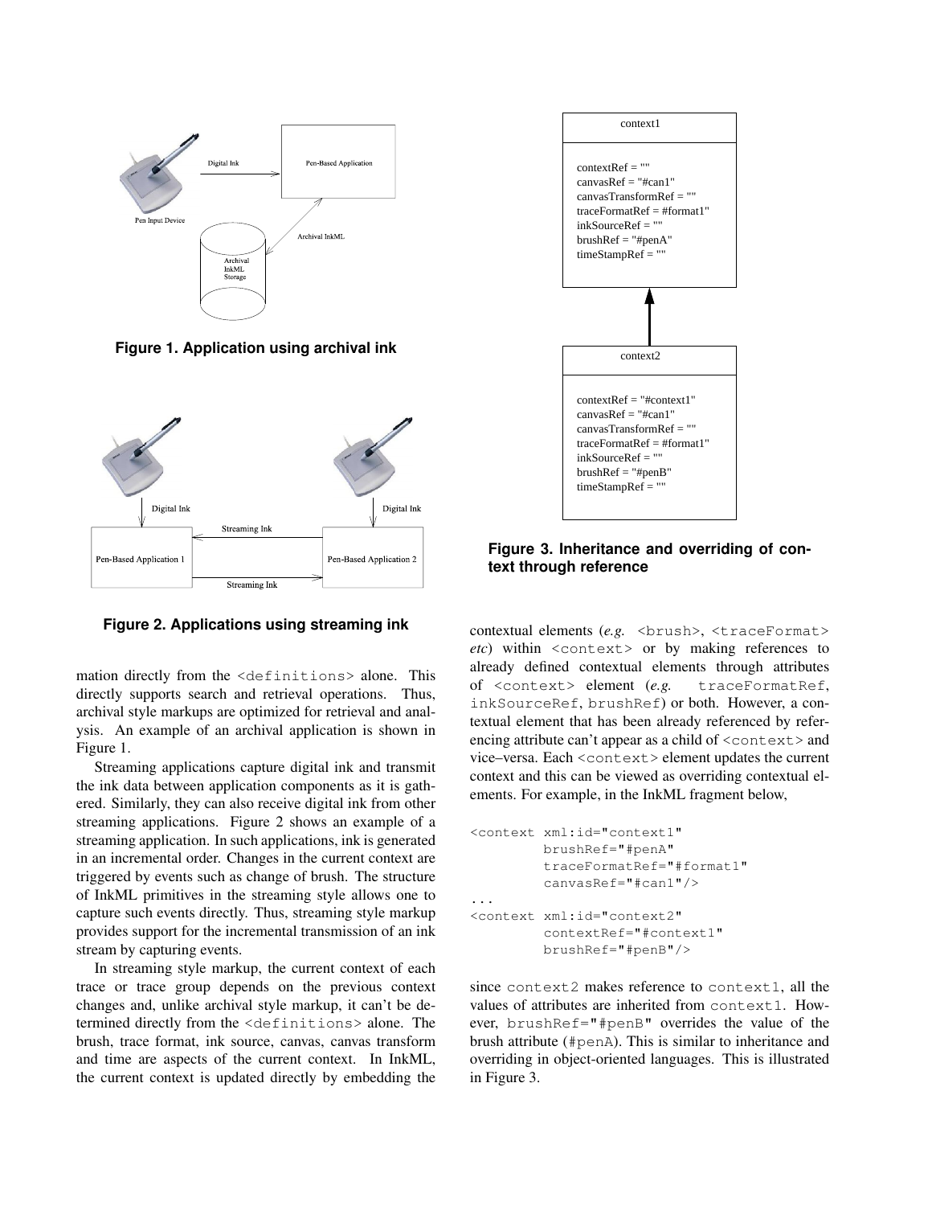Digital Ink

Pen-Based Application

Pen Input Device

Archival InkML

Archival InkML Storage

**Figure 1. Application using archival ink**

Digital Ink

Digital Ink

Streaming Ink

Pen-Based Application 1

Pen-Based Application 2

Streaming Ink

**Figure 2. Applications using streaming ink**

mation directly from the `<definitions>` alone. This directly supports search and retrieval operations. Thus, archival style markups are optimized for retrieval and analysis. An example of an archival application is shown in Figure 1.

Streaming applications capture digital ink and transmit the ink data between application components as it is gathered. Similarly, they can also receive digital ink from other streaming applications. Figure 2 shows an example of a streaming application. In such applications, ink is generated in an incremental order. Changes in the current context are triggered by events such as change of brush. The structure of InkML primitives in the streaming style allows one to capture such events directly. Thus, streaming style markup provides support for the incremental transmission of an ink stream by capturing events.

In streaming style markup, the current context of each trace or trace group depends on the previous context changes and, unlike archival style markup, it can't be determined directly from the `<definitions>` alone. The brush, trace format, ink source, canvas, canvas transform and time are aspects of the current context. In InkML, the current context is updated directly by embedding the contextual elements (*e.g.* `<brush>`, `<traceFormat>` *etc*) within `<context>` or by making references to already defined contextual elements through attributes of `<context>` element (*e.g.* `traceFormatRef`, `inkSourceRef`, `brushRef`) or both. However, a contextual element that has been already referenced by referencing attribute can't appear as a child of `<context>` and vice–versa. Each `<context>` element updates the current context and this can be viewed as overriding contextual elements. For example, in the InkML fragment below,

```
<context xml:id="context1"
         brushRef="#penA"
         traceFormatRef="#format1"
         canvasRef="#can1"/>
...
<context xml:id="context2"
         contextRef="#context1"
         brushRef="#penB"/>
```

since `context2` makes reference to `context1`, all the values of attributes are inherited from `context1`. However, `brushRef="#penB"` overrides the value of the brush attribute (`#penA`). This is similar to inheritance and overriding in object-oriented languages. This is illustrated in Figure 3.

context1

contextRef = ""
canvasRef = "#can1"
canvasTransformRef = ""
traceFormatRef = #format1"
inkSourceRef = ""
brushRef = "#penA"
timeStampRef = ""

context2

contextRef = "#context1"
canvasRef = "#can1"
canvasTransformRef = ""
traceFormatRef = #format1"
inkSourceRef = ""
brushRef = "#penB"
timeStampRef = ""

**Figure 3. Inheritance and overriding of context through reference**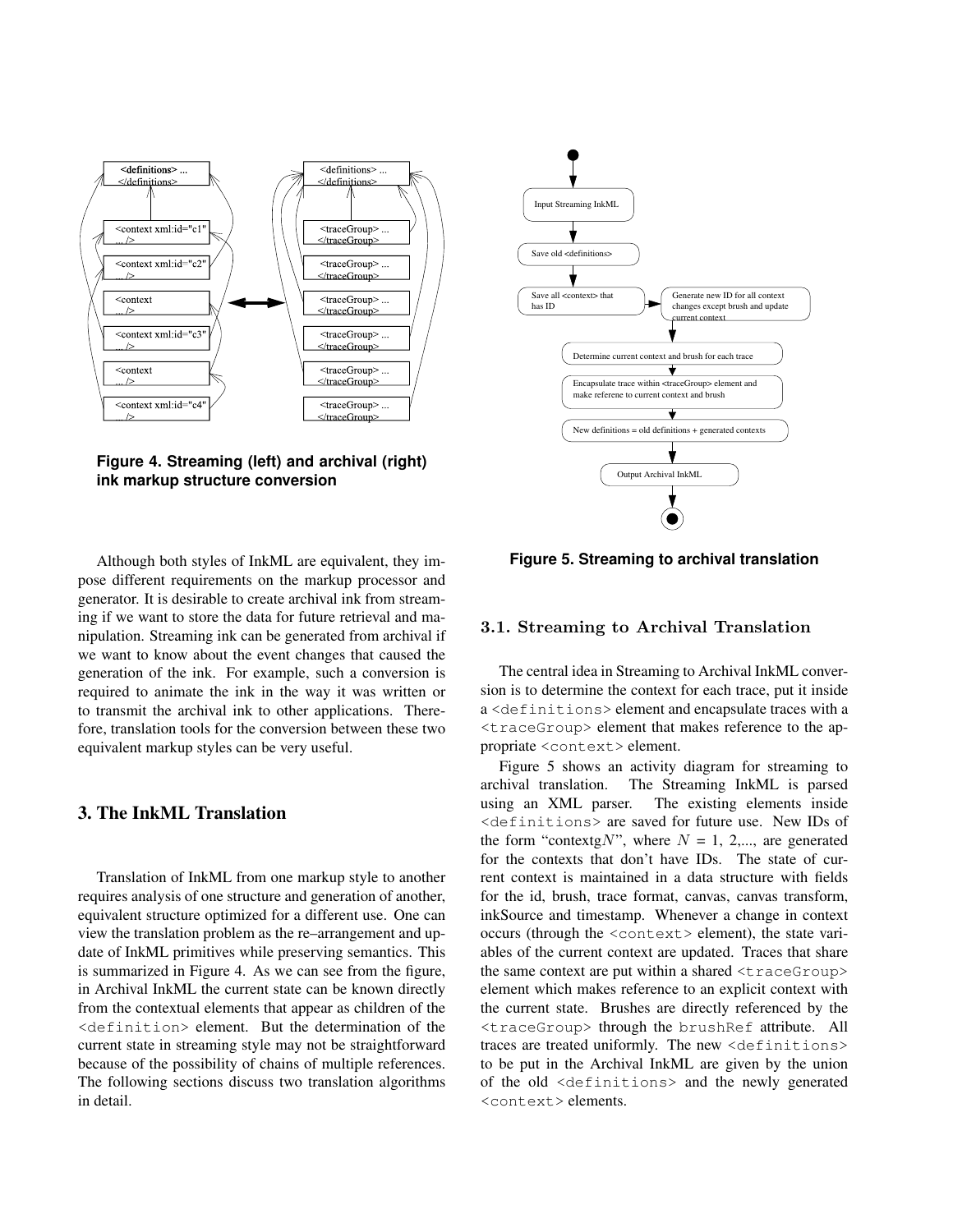<definitions> ...
</definitions>

<context xml:id="c1"
... />

<context xml:id="c2"
... />

<context
... />

<context xml:id="c3"
... />

<context
... />

<context xml:id="c4"
... />

<definitions> ...
</definitions>

<traceGroup> ...
</traceGroup>

<traceGroup> ...
</traceGroup>

<traceGroup> ...
</traceGroup>

<traceGroup> ...
</traceGroup>

<traceGroup> ...
</traceGroup>

<traceGroup> ...
</traceGroup>

**Figure 4. Streaming (left) and archival (right) ink markup structure conversion**

Although both styles of InkML are equivalent, they impose different requirements on the markup processor and generator. It is desirable to create archival ink from streaming if we want to store the data for future retrieval and manipulation. Streaming ink can be generated from archival if we want to know about the event changes that caused the generation of the ink. For example, such a conversion is required to animate the ink in the way it was written or to transmit the archival ink to other applications. Therefore, translation tools for the conversion between these two equivalent markup styles can be very useful.

## 3. The InkML Translation

Translation of InkML from one markup style to another requires analysis of one structure and generation of another, equivalent structure optimized for a different use. One can view the translation problem as the re–arrangement and update of InkML primitives while preserving semantics. This is summarized in Figure 4. As we can see from the figure, in Archival InkML the current state can be known directly from the contextual elements that appear as children of the `<definition>` element. But the determination of the current state in streaming style may not be straightforward because of the possibility of chains of multiple references. The following sections discuss two translation algorithms in detail.

Input Streaming InkML

Save old <definitions>

Save all <context> that has ID

Generate new ID for all context changes except brush and update current context

Determine current context and brush for each trace

Encapsulate trace within <traceGroup> element and make referene to current context and brush

New definitions = old definitions + generated contexts

Output Archival InkML

**Figure 5. Streaming to archival translation**

### 3.1. Streaming to Archival Translation

The central idea in Streaming to Archival InkML conversion is to determine the context for each trace, put it inside a `<definitions>` element and encapsulate traces with a `<traceGroup>` element that makes reference to the appropriate `<context>` element.

Figure 5 shows an activity diagram for streaming to archival translation. The Streaming InkML is parsed using an XML parser. The existing elements inside `<definitions>` are saved for future use. New IDs of the form "contextg$N$", where $N$ = 1, 2,..., are generated for the contexts that don't have IDs. The state of current context is maintained in a data structure with fields for the id, brush, trace format, canvas, canvas transform, inkSource and timestamp. Whenever a change in context occurs (through the `<context>` element), the state variables of the current context are updated. Traces that share the same context are put within a shared `<traceGroup>` element which makes reference to an explicit context with the current state. Brushes are directly referenced by the `<traceGroup>` through the `brushRef` attribute. All traces are treated uniformly. The new `<definitions>` to be put in the Archival InkML are given by the union of the old `<definitions>` and the newly generated `<context>` elements.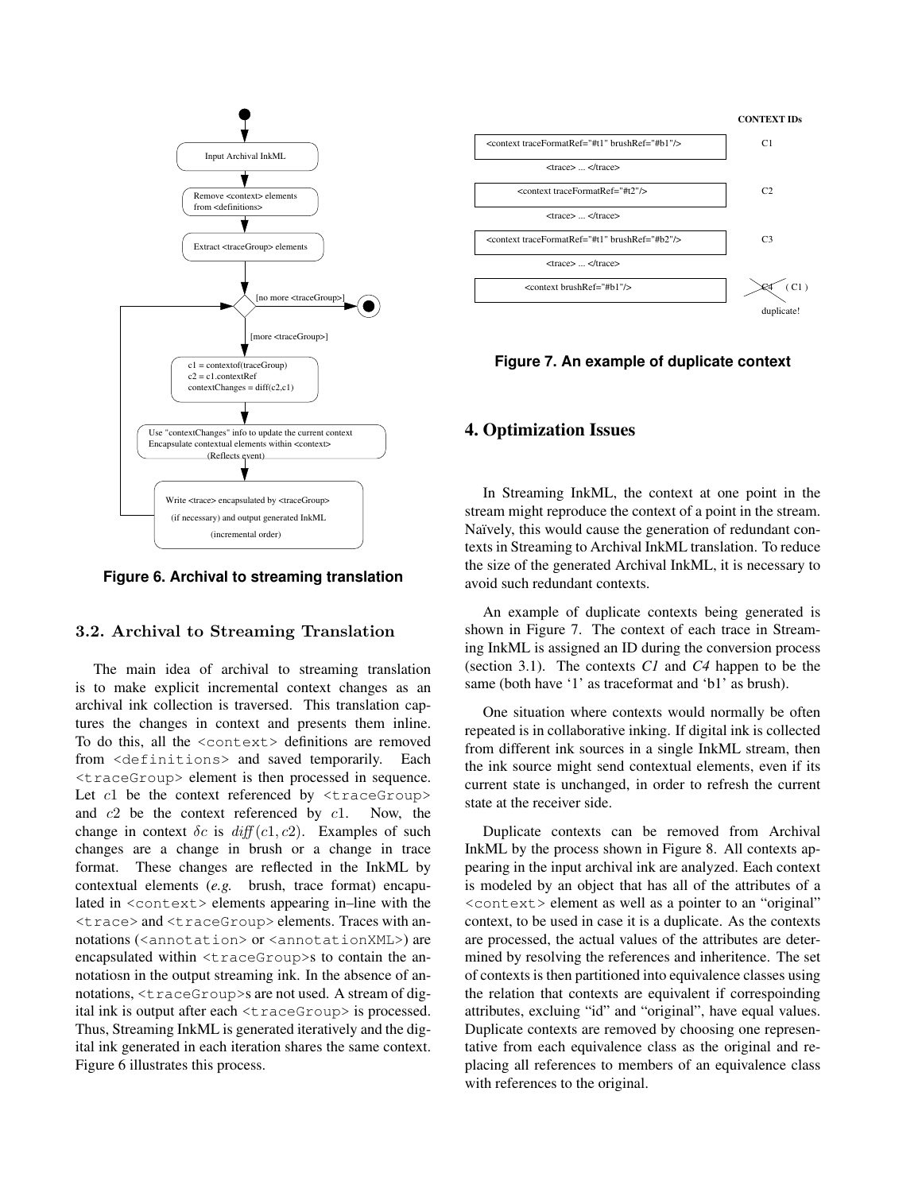Input Archival InkML

Remove <context> elements from <definitions>

Extract <traceGroup> elements

[no more <traceGroup>]

[more <traceGroup>]

c1 = contextof(traceGroup)
c2 = c1.contextRef
contextChanges = diff(c2,c1)

Use "contextChanges" info to update the current context
Encapsulate contextual elements within <context>
(Reflects event)

Write <trace> encapsulated by <traceGroup>
(if necessary) and output generated InkML
(incremental order)

**Figure 6. Archival to streaming translation**

### 3.2. Archival to Streaming Translation

The main idea of archival to streaming translation is to make explicit incremental context changes as an archival ink collection is traversed. This translation captures the changes in context and presents them inline. To do this, all the `<context>` definitions are removed from `<definitions>` and saved temporarily. Each `<traceGroup>` element is then processed in sequence. Let $c1$ be the context referenced by `<traceGroup>` and $c2$ be the context referenced by $c1$. Now, the change in context $\delta c$ is $\mathit{diff}(c1, c2)$. Examples of such changes are a change in brush or a change in trace format. These changes are reflected in the InkML by contextual elements (*e.g.* brush, trace format) encapsulated in `<context>` elements appearing in–line with the `<trace>` and `<traceGroup>` elements. Traces with annotations (`<annotation>` or `<annotationXML>`) are encapsulated within `<traceGroup>`s to contain the annotatiosn in the output streaming ink. In the absence of annotations, `<traceGroup>`s are not used. A stream of digital ink is output after each `<traceGroup>` is processed. Thus, Streaming InkML is generated iteratively and the digital ink generated in each iteration shares the same context. Figure 6 illustrates this process.

CONTEXT IDs

<context traceFormatRef="#t1" brushRef="#b1"/> C1

<trace> ... </trace>

<context traceFormatRef="#t2"/> C2

<trace> ... </trace>

<context traceFormatRef="#t1" brushRef="#b2"/> C3

<trace> ... </trace>

<context brushRef="#b1"/> C4 ( C1 )

duplicate!

**Figure 7. An example of duplicate context**

## 4. Optimization Issues

In Streaming InkML, the context at one point in the stream might reproduce the context of a point in the stream. Naïvely, this would cause the generation of redundant contexts in Streaming to Archival InkML translation. To reduce the size of the generated Archival InkML, it is necessary to avoid such redundant contexts.

An example of duplicate contexts being generated is shown in Figure 7. The context of each trace in Streaming InkML is assigned an ID during the conversion process (section 3.1). The contexts *C1* and *C4* happen to be the same (both have '1' as traceformat and 'b1' as brush).

One situation where contexts would normally be often repeated is in collaborative inking. If digital ink is collected from different ink sources in a single InkML stream, then the ink source might send contextual elements, even if its current state is unchanged, in order to refresh the current state at the receiver side.

Duplicate contexts can be removed from Archival InkML by the process shown in Figure 8. All contexts appearing in the input archival ink are analyzed. Each context is modeled by an object that has all of the attributes of a `<context>` element as well as a pointer to an "original" context, to be used in case it is a duplicate. As the contexts are processed, the actual values of the attributes are determined by resolving the references and inheritence. The set of contexts is then partitioned into equivalence classes using the relation that contexts are equivalent if correspoinding attributes, excluing "id" and "original", have equal values. Duplicate contexts are removed by choosing one representative from each equivalence class as the original and replacing all references to members of an equivalence class with references to the original.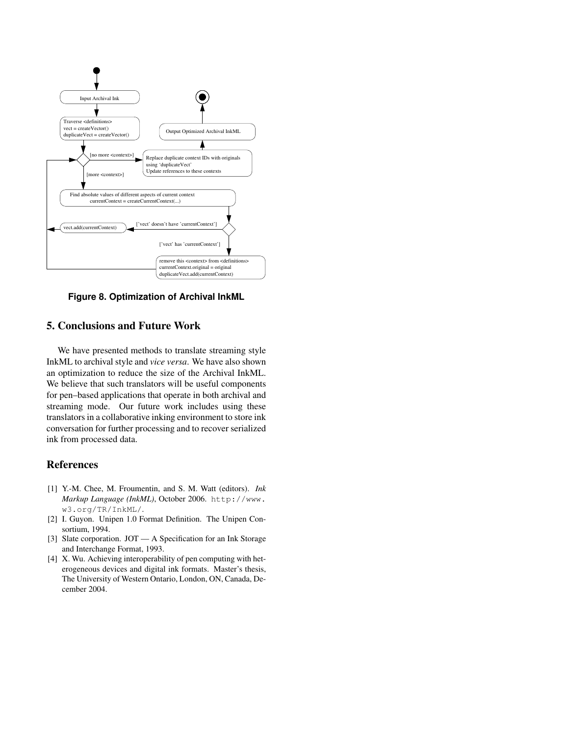Input Archival Ink

Traverse <definitions>
vect = createVector()
duplicateVect = createVector()

[no more <context>]

[more <context>]

Replace duplicate context IDs with originals
using 'duplicateVect'
Update references to these contexts

Output Optimized Archival InkML

Find absolute values of different aspects of current context
currentContext = createCurrentContext(...)

['vect' doesn't have 'currentContext']

vect.add(currentContext)

['vect' has 'currentContext']

remove this <context> from <definitions>
currentContext.original = original
duplicateVect.add(currentContext)

**Figure 8. Optimization of Archival InkML**

## 5. Conclusions and Future Work

We have presented methods to translate streaming style InkML to archival style and *vice versa*. We have also shown an optimization to reduce the size of the Archival InkML. We believe that such translators will be useful components for pen–based applications that operate in both archival and streaming mode. Our future work includes using these translators in a collaborative inking environment to store ink conversation for further processing and to recover serialized ink from processed data.

## References

[1] Y.-M. Chee, M. Froumentin, and S. M. Watt (editors). *Ink Markup Language (InkML)*, October 2006. http://www.w3.org/TR/InkML/.

[2] I. Guyon. Unipen 1.0 Format Definition. The Unipen Consortium, 1994.

[3] Slate corporation. JOT — A Specification for an Ink Storage and Interchange Format, 1993.

[4] X. Wu. Achieving interoperability of pen computing with heterogeneous devices and digital ink formats. Master's thesis, The University of Western Ontario, London, ON, Canada, December 2004.